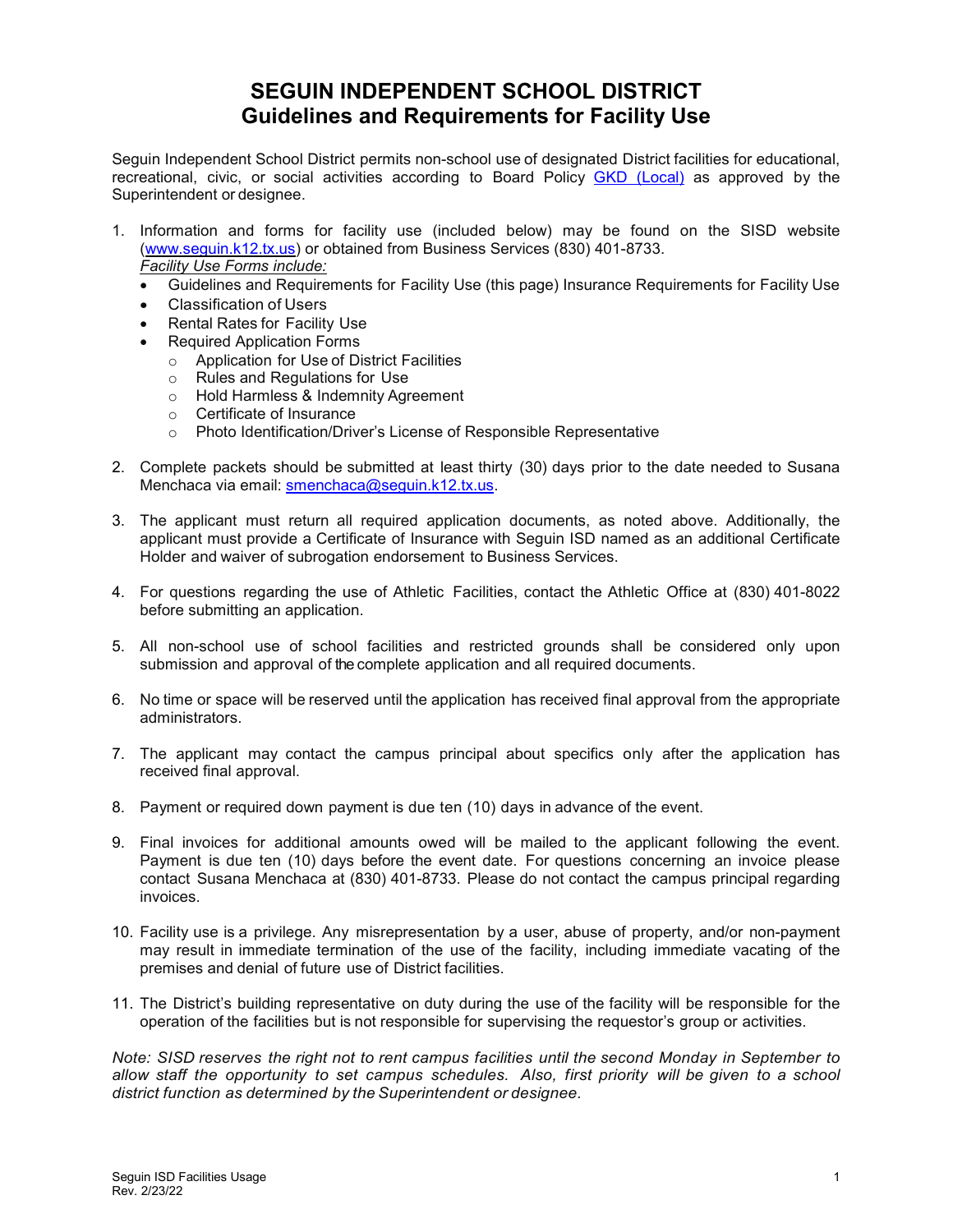# SEGUIN INDEPENDENT SCHOOL DISTRICT
## Guidelines and Requirements for Facility Use

Seguin Independent School District permits non-school use of designated District facilities for educational, recreational, civic, or social activities according to Board Policy [GKD (Local)](GKD (Local)) as approved by the Superintendent or designee.

1. Information and forms for facility use (included below) may be found on the SISD website ([www.seguin.k12.tx.us](http://www.seguin.k12.tx.us)) or obtained from Business Services (830) 401-8733.
   *Facility Use Forms include:*
   - Guidelines and Requirements for Facility Use (this page) Insurance Requirements for Facility Use
   - Classification of Users
   - Rental Rates for Facility Use
   - Required Application Forms
     - Application for Use of District Facilities
     - Rules and Regulations for Use
     - Hold Harmless & Indemnity Agreement
     - Certificate of Insurance
     - Photo Identification/Driver's License of Responsible Representative

2. Complete packets should be submitted at least thirty (30) days prior to the date needed to Susana Menchaca via email: [smenchaca@seguin.k12.tx.us](mailto:smenchaca@seguin.k12.tx.us).

3. The applicant must return all required application documents, as noted above. Additionally, the applicant must provide a Certificate of Insurance with Seguin ISD named as an additional Certificate Holder and waiver of subrogation endorsement to Business Services.

4. For questions regarding the use of Athletic Facilities, contact the Athletic Office at (830) 401-8022 before submitting an application.

5. All non-school use of school facilities and restricted grounds shall be considered only upon submission and approval of the complete application and all required documents.

6. No time or space will be reserved until the application has received final approval from the appropriate administrators.

7. The applicant may contact the campus principal about specifics only after the application has received final approval.

8. Payment or required down payment is due ten (10) days in advance of the event.

9. Final invoices for additional amounts owed will be mailed to the applicant following the event. Payment is due ten (10) days before the event date. For questions concerning an invoice please contact Susana Menchaca at (830) 401-8733. Please do not contact the campus principal regarding invoices.

10. Facility use is a privilege. Any misrepresentation by a user, abuse of property, and/or non-payment may result in immediate termination of the use of the facility, including immediate vacating of the premises and denial of future use of District facilities.

11. The District's building representative on duty during the use of the facility will be responsible for the operation of the facilities but is not responsible for supervising the requestor's group or activities.

*Note: SISD reserves the right not to rent campus facilities until the second Monday in September to allow staff the opportunity to set campus schedules. Also, first priority will be given to a school district function as determined by the Superintendent or designee.*

Seguin ISD Facilities Usage
Rev. 2/23/22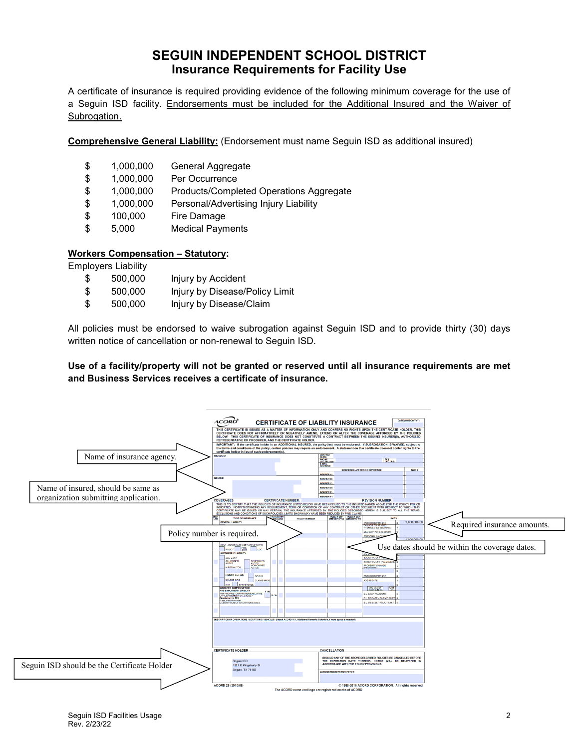# SEGUIN INDEPENDENT SCHOOL DISTRICT
## Insurance Requirements for Facility Use

A certificate of insurance is required providing evidence of the following minimum coverage for the use of a Seguin ISD facility. Endorsements must be included for the Additional Insured and the Waiver of Subrogation.

**Comprehensive General Liability:** (Endorsement must name Seguin ISD as additional insured)

| | | |
|---|---|---|
| $ | 1,000,000 | General Aggregate |
| $ | 1,000,000 | Per Occurrence |
| $ | 1,000,000 | Products/Completed Operations Aggregate |
| $ | 1,000,000 | Personal/Advertising Injury Liability |
| $ | 100,000 | Fire Damage |
| $ | 5,000 | Medical Payments |

**Workers Compensation – Statutory:**

Employers Liability

| | | |
|---|---|---|
| $ | 500,000 | Injury by Accident |
| $ | 500,000 | Injury by Disease/Policy Limit |
| $ | 500,000 | Injury by Disease/Claim |

All policies must be endorsed to waive subrogation against Seguin ISD and to provide thirty (30) days written notice of cancellation or non-renewal to Seguin ISD.

**Use of a facility/property will not be granted or reserved until all insurance requirements are met and Business Services receives a certificate of insurance.**

Name of insurance agency.

Name of insured, should be same as organization submitting application.

Policy number is required.

Required insurance amounts.

Use dates should be within the coverage dates.

Seguin ISD should be the Certificate Holder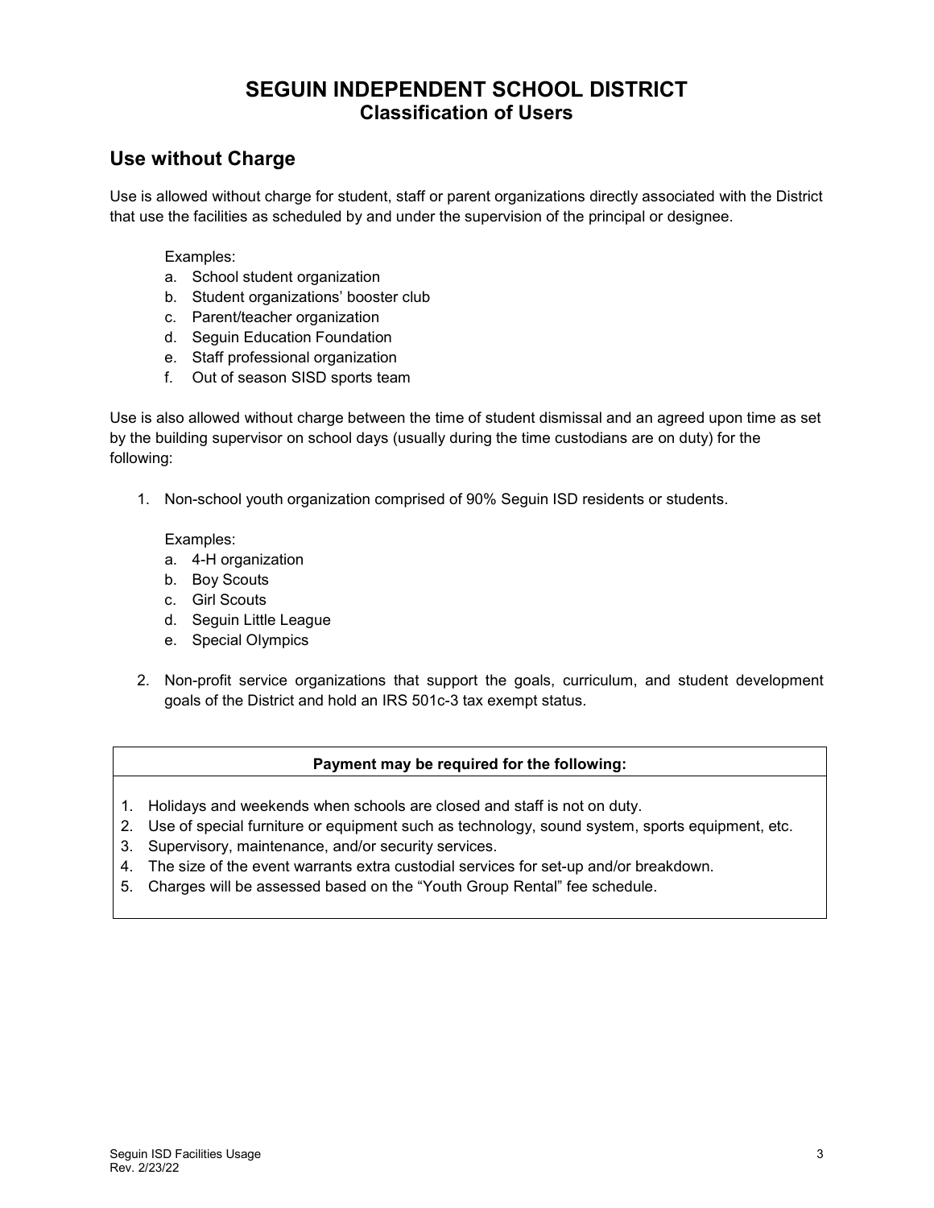# SEGUIN INDEPENDENT SCHOOL DISTRICT
## Classification of Users

## Use without Charge

Use is allowed without charge for student, staff or parent organizations directly associated with the District that use the facilities as scheduled by and under the supervision of the principal or designee.

Examples:

a. School student organization
b. Student organizations' booster club
c. Parent/teacher organization
d. Seguin Education Foundation
e. Staff professional organization
f. Out of season SISD sports team

Use is also allowed without charge between the time of student dismissal and an agreed upon time as set by the building supervisor on school days (usually during the time custodians are on duty) for the following:

1. Non-school youth organization comprised of 90% Seguin ISD residents or students.

   Examples:

   a. 4-H organization
   b. Boy Scouts
   c. Girl Scouts
   d. Seguin Little League
   e. Special Olympics

2. Non-profit service organizations that support the goals, curriculum, and student development goals of the District and hold an IRS 501c-3 tax exempt status.

| **Payment may be required for the following:** |
| --- |
| 1. Holidays and weekends when schools are closed and staff is not on duty.<br>2. Use of special furniture or equipment such as technology, sound system, sports equipment, etc.<br>3. Supervisory, maintenance, and/or security services.<br>4. The size of the event warrants extra custodial services for set-up and/or breakdown.<br>5. Charges will be assessed based on the "Youth Group Rental" fee schedule. |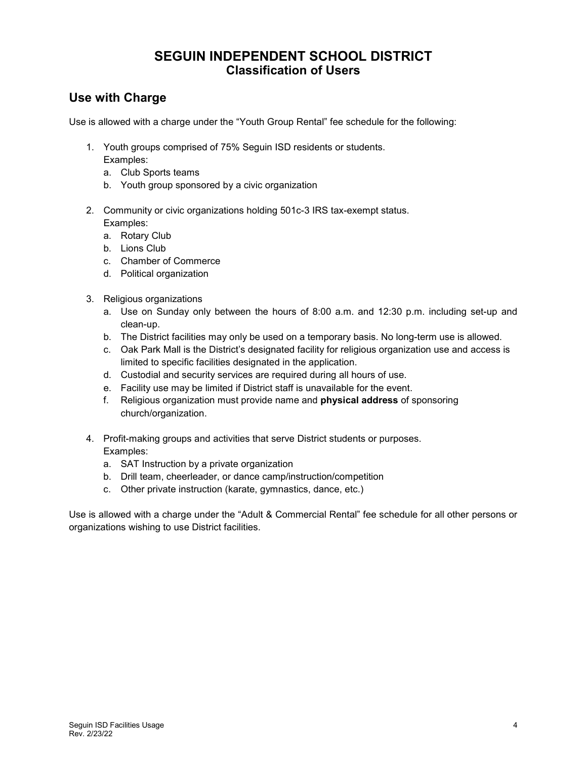# SEGUIN INDEPENDENT SCHOOL DISTRICT
## Classification of Users

## Use with Charge

Use is allowed with a charge under the "Youth Group Rental" fee schedule for the following:

1. Youth groups comprised of 75% Seguin ISD residents or students.
   Examples:
   a. Club Sports teams
   b. Youth group sponsored by a civic organization

2. Community or civic organizations holding 501c-3 IRS tax-exempt status.
   Examples:
   a. Rotary Club
   b. Lions Club
   c. Chamber of Commerce
   d. Political organization

3. Religious organizations
   a. Use on Sunday only between the hours of 8:00 a.m. and 12:30 p.m. including set-up and clean-up.
   b. The District facilities may only be used on a temporary basis. No long-term use is allowed.
   c. Oak Park Mall is the District's designated facility for religious organization use and access is limited to specific facilities designated in the application.
   d. Custodial and security services are required during all hours of use.
   e. Facility use may be limited if District staff is unavailable for the event.
   f. Religious organization must provide name and **physical address** of sponsoring church/organization.

4. Profit-making groups and activities that serve District students or purposes.
   Examples:
   a. SAT Instruction by a private organization
   b. Drill team, cheerleader, or dance camp/instruction/competition
   c. Other private instruction (karate, gymnastics, dance, etc.)

Use is allowed with a charge under the "Adult & Commercial Rental" fee schedule for all other persons or organizations wishing to use District facilities.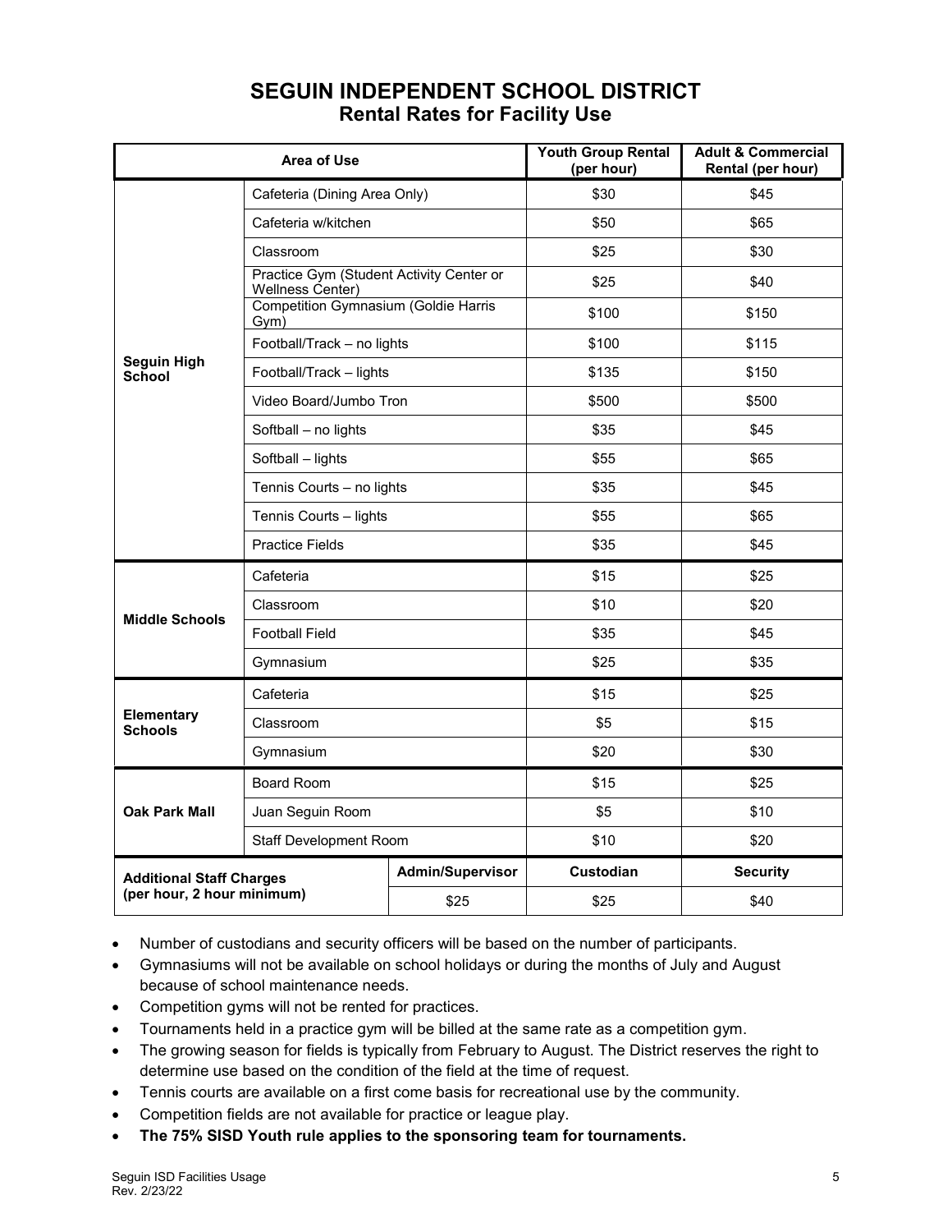# SEGUIN INDEPENDENT SCHOOL DISTRICT
## Rental Rates for Facility Use

| Area of Use | | Youth Group Rental (per hour) | Adult & Commercial Rental (per hour) |
|---|---|---|---|
| **Seguin High School** | Cafeteria (Dining Area Only) | $30 | $45 |
| | Cafeteria w/kitchen | $50 | $65 |
| | Classroom | $25 | $30 |
| | Practice Gym (Student Activity Center or Wellness Center) | $25 | $40 |
| | Competition Gymnasium (Goldie Harris Gym) | $100 | $150 |
| | Football/Track – no lights | $100 | $115 |
| | Football/Track – lights | $135 | $150 |
| | Video Board/Jumbo Tron | $500 | $500 |
| | Softball – no lights | $35 | $45 |
| | Softball – lights | $55 | $65 |
| | Tennis Courts – no lights | $35 | $45 |
| | Tennis Courts – lights | $55 | $65 |
| | Practice Fields | $35 | $45 |
| **Middle Schools** | Cafeteria | $15 | $25 |
| | Classroom | $10 | $20 |
| | Football Field | $35 | $45 |
| | Gymnasium | $25 | $35 |
| **Elementary Schools** | Cafeteria | $15 | $25 |
| | Classroom | $5 | $15 |
| | Gymnasium | $20 | $30 |
| **Oak Park Mall** | Board Room | $15 | $25 |
| | Juan Seguin Room | $5 | $10 |
| | Staff Development Room | $10 | $20 |
| **Additional Staff Charges (per hour, 2 hour minimum)** | **Admin/Supervisor** | **Custodian** | **Security** |
| | $25 | $25 | $40 |

- Number of custodians and security officers will be based on the number of participants.
- Gymnasiums will not be available on school holidays or during the months of July and August because of school maintenance needs.
- Competition gyms will not be rented for practices.
- Tournaments held in a practice gym will be billed at the same rate as a competition gym.
- The growing season for fields is typically from February to August. The District reserves the right to determine use based on the condition of the field at the time of request.
- Tennis courts are available on a first come basis for recreational use by the community.
- Competition fields are not available for practice or league play.
- **The 75% SISD Youth rule applies to the sponsoring team for tournaments.**

Seguin ISD Facilities Usage
Rev. 2/23/22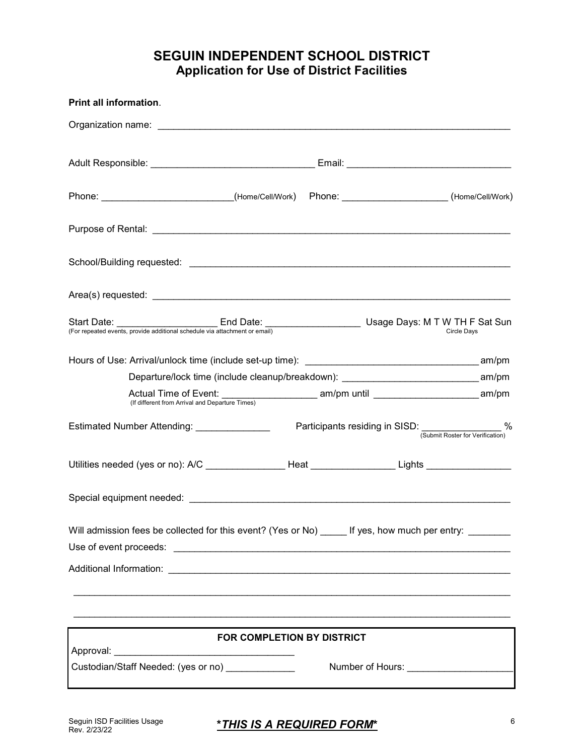# SEGUIN INDEPENDENT SCHOOL DISTRICT
## Application for Use of District Facilities

**Print all information**.

Organization name: ___________________________________________________________________

Adult Responsible: ______________________________ Email: ______________________________

Phone: ________________________(Home/Cell/Work) Phone: ___________________ (Home/Cell/Work)

Purpose of Rental: ____________________________________________________________________

School/Building requested: _______________________________________________________________

Area(s) requested: _____________________________________________________________________

Start Date: ___________________ End Date: _________________ Usage Days: M T W TH F Sat Sun
(For repeated events, provide additional schedule via attachment or email) Circle Days

Hours of Use: Arrival/unlock time (include set-up time): _______________________________ am/pm

Departure/lock time (include cleanup/breakdown): _________________________ am/pm

Actual Time of Event: _________________ am/pm until ___________________ am/pm
(If different from Arrival and Departure Times)

Estimated Number Attending: ______________ Participants residing in SISD: _______________ %
(Submit Roster for Verification)

Utilities needed (yes or no): A/C _______________ Heat ________________ Lights ________________

Special equipment needed: _______________________________________________________________

Will admission fees be collected for this event? (Yes or No) _____ If yes, how much per entry: ________

Use of event proceeds: __________________________________________________________________

Additional Information: __________________________________________________________________

_____________________________________________________________________________________

_____________________________________________________________________________________

| FOR COMPLETION BY DISTRICT | |
|---|---|
| Approval: _________________________________ | |
| Custodian/Staff Needed: (yes or no) _____________ | Number of Hours: ___________________ |

***THIS IS A REQUIRED FORM***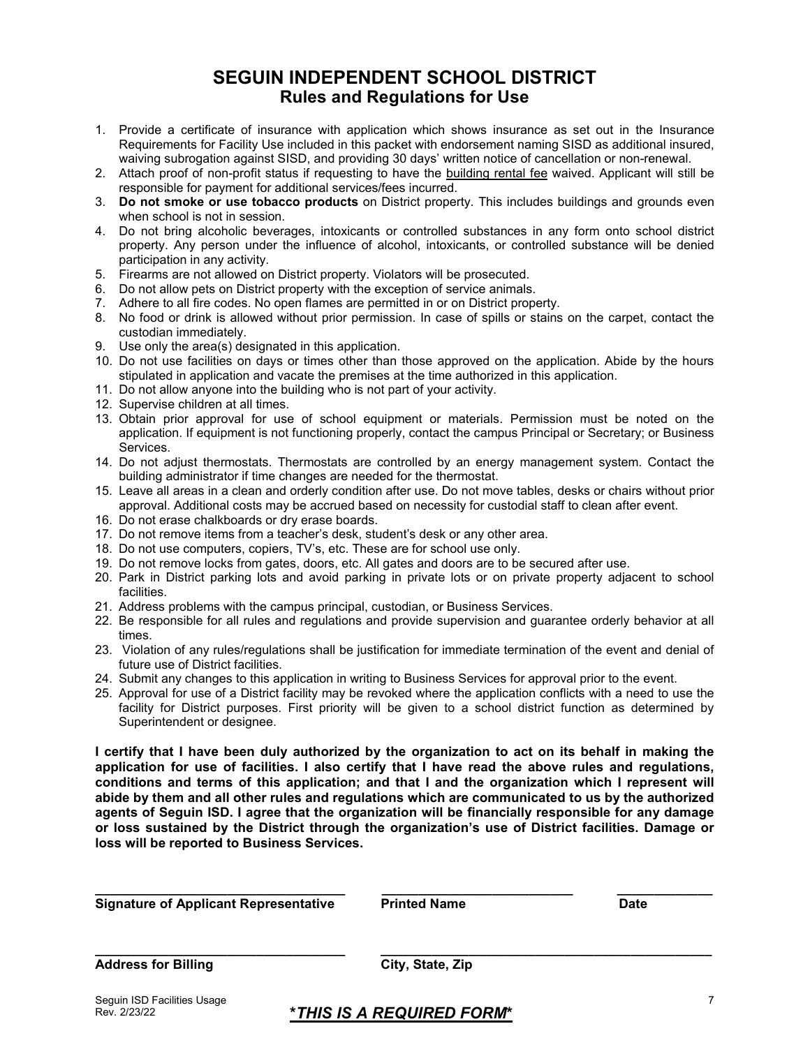# SEGUIN INDEPENDENT SCHOOL DISTRICT
## Rules and Regulations for Use

1. Provide a certificate of insurance with application which shows insurance as set out in the Insurance Requirements for Facility Use included in this packet with endorsement naming SISD as additional insured, waiving subrogation against SISD, and providing 30 days' written notice of cancellation or non-renewal.
2. Attach proof of non-profit status if requesting to have the <u>building rental fee</u> waived. Applicant will still be responsible for payment for additional services/fees incurred.
3. **Do not smoke or use tobacco products** on District property. This includes buildings and grounds even when school is not in session.
4. Do not bring alcoholic beverages, intoxicants or controlled substances in any form onto school district property. Any person under the influence of alcohol, intoxicants, or controlled substance will be denied participation in any activity.
5. Firearms are not allowed on District property. Violators will be prosecuted.
6. Do not allow pets on District property with the exception of service animals.
7. Adhere to all fire codes. No open flames are permitted in or on District property.
8. No food or drink is allowed without prior permission. In case of spills or stains on the carpet, contact the custodian immediately.
9. Use only the area(s) designated in this application.
10. Do not use facilities on days or times other than those approved on the application. Abide by the hours stipulated in application and vacate the premises at the time authorized in this application.
11. Do not allow anyone into the building who is not part of your activity.
12. Supervise children at all times.
13. Obtain prior approval for use of school equipment or materials. Permission must be noted on the application. If equipment is not functioning properly, contact the campus Principal or Secretary; or Business Services.
14. Do not adjust thermostats. Thermostats are controlled by an energy management system. Contact the building administrator if time changes are needed for the thermostat.
15. Leave all areas in a clean and orderly condition after use. Do not move tables, desks or chairs without prior approval. Additional costs may be accrued based on necessity for custodial staff to clean after event.
16. Do not erase chalkboards or dry erase boards.
17. Do not remove items from a teacher's desk, student's desk or any other area.
18. Do not use computers, copiers, TV's, etc. These are for school use only.
19. Do not remove locks from gates, doors, etc. All gates and doors are to be secured after use.
20. Park in District parking lots and avoid parking in private lots or on private property adjacent to school facilities.
21. Address problems with the campus principal, custodian, or Business Services.
22. Be responsible for all rules and regulations and provide supervision and guarantee orderly behavior at all times.
23. Violation of any rules/regulations shall be justification for immediate termination of the event and denial of future use of District facilities.
24. Submit any changes to this application in writing to Business Services for approval prior to the event.
25. Approval for use of a District facility may be revoked where the application conflicts with a need to use the facility for District purposes. First priority will be given to a school district function as determined by Superintendent or designee.

**I certify that I have been duly authorized by the organization to act on its behalf in making the application for use of facilities. I also certify that I have read the above rules and regulations, conditions and terms of this application; and that I and the organization which I represent will abide by them and all other rules and regulations which are communicated to us by the authorized agents of Seguin ISD. I agree that the organization will be financially responsible for any damage or loss sustained by the District through the organization's use of District facilities. Damage or loss will be reported to Business Services.**

\_\_\_\_\_\_\_\_\_\_\_\_\_\_\_\_\_\_\_\_\_\_\_\_\_\_\_\_\_\_\_\_ \_\_\_\_\_\_\_\_\_\_\_\_\_\_\_\_\_\_\_\_\_\_\_\_\_\_ \_\_\_\_\_\_\_\_\_\_\_\_

**Signature of Applicant Representative** **Printed Name** **Date**

\_\_\_\_\_\_\_\_\_\_\_\_\_\_\_\_\_\_\_\_\_\_\_\_\_\_\_\_\_\_\_\_ \_\_\_\_\_\_\_\_\_\_\_\_\_\_\_\_\_\_\_\_\_\_\_\_\_\_\_\_\_\_\_\_\_\_\_\_\_\_\_\_\_\_

**Address for Billing** **City, State, Zip**

Seguin ISD Facilities Usage
Rev. 2/23/22

***<u>THIS IS A REQUIRED FORM</u>***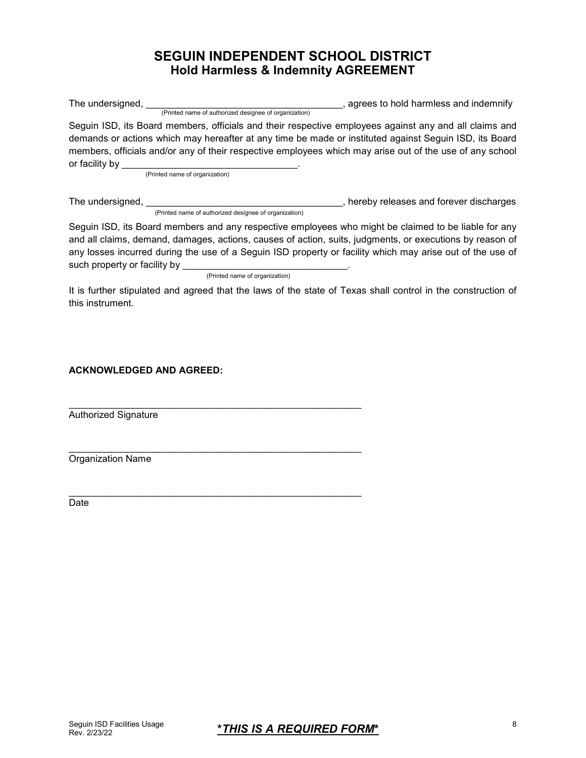# SEGUIN INDEPENDENT SCHOOL DISTRICT
## Hold Harmless & Indemnity AGREEMENT

The undersigned, ______________________________________, agrees to hold harmless and indemnify
(Printed name of authorized designee of organization)

Seguin ISD, its Board members, officials and their respective employees against any and all claims and demands or actions which may hereafter at any time be made or instituted against Seguin ISD, its Board members, officials and/or any of their respective employees which may arise out of the use of any school or facility by __________________________________.
(Printed name of organization)

The undersigned, ______________________________________, hereby releases and forever discharges
(Printed name of authorized designee of organization)

Seguin ISD, its Board members and any respective employees who might be claimed to be liable for any and all claims, demand, damages, actions, causes of action, suits, judgments, or executions by reason of any losses incurred during the use of a Seguin ISD property or facility which may arise out of the use of such property or facility by _______________________________.
(Printed name of organization)

It is further stipulated and agreed that the laws of the state of Texas shall control in the construction of this instrument.

**ACKNOWLEDGED AND AGREED:**

_________________________________________________________
Authorized Signature

_________________________________________________________
Organization Name

_________________________________________________________
Date

***THIS IS A REQUIRED FORM***